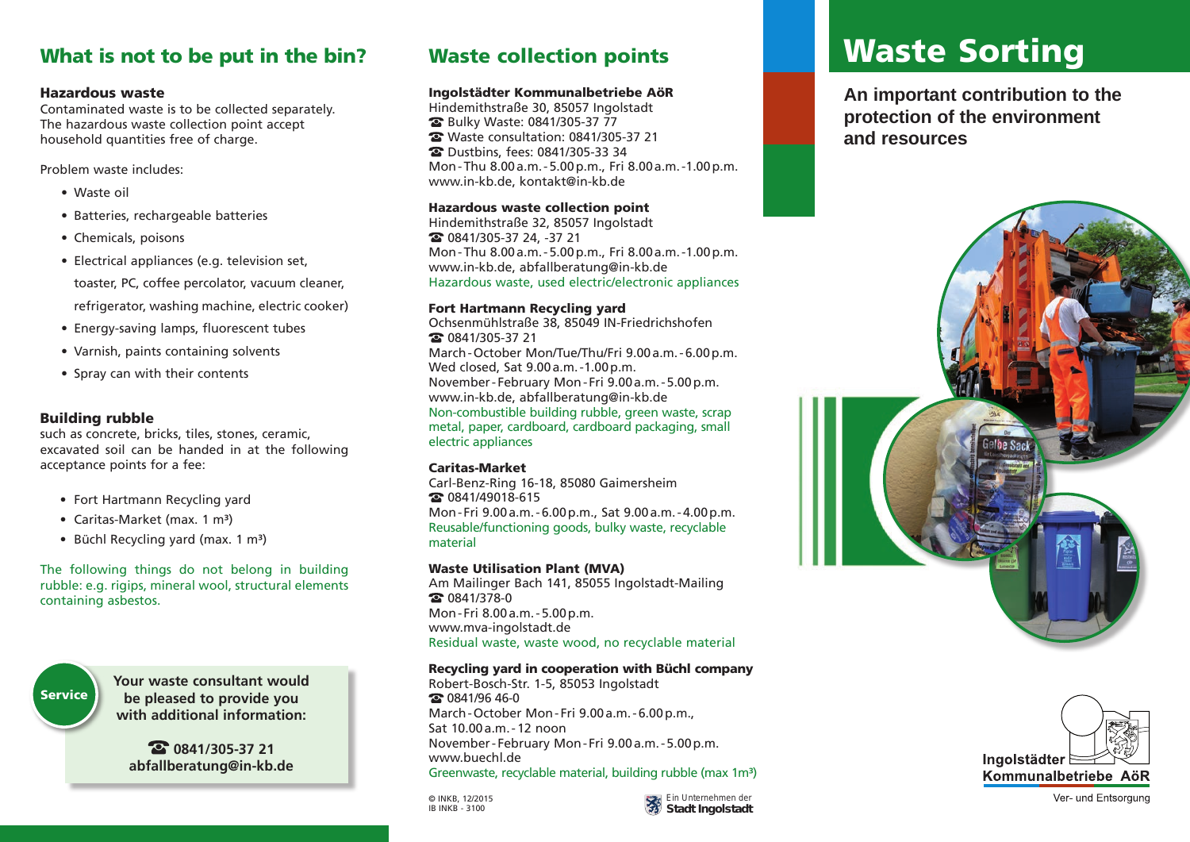# Waste Sorting

**An important contribution to the protection of the environment and resources**

## What is not to be put in the bin?

### Hazardous waste

Contaminated waste is to be collected separately. The hazardous waste collection point accept household quantities free of charge.

Problem waste includes:

- Waste oil
- Batteries, rechargeable batteries
- Chemicals, poisons
- Electrical appliances (e.g. television set, toaster, PC, coffee percolator, vacuum cleaner, refrigerator, washing machine, electric cooker)
- Energy-saving lamps, fluorescent tubes
- Varnish, paints containing solvents
- Spray can with their contents

### Building rubble

such as concrete, bricks, tiles, stones, ceramic, excavated soil can be handed in at the following acceptance points for a fee:

- Fort Hartmann Recycling yard
- Caritas-Market (max. 1 m³)
- Büchl Recycling yard (max. 1 m³)

The following things do not belong in building rubble: e.g. rigips, mineral wool, structural elements containing asbestos.

**Service**

**Your waste consultant would be pleased to provide you with additional information:**

**☎ 0841/305-37 21**
**abfallberatung@in-kb.de**

## Waste collection points

**Ingolstädter Kommunalbetriebe AöR**
Hindemithstraße 30, 85057 Ingolstadt
☎ Bulky Waste: 0841/305-37 77
☎ Waste consultation: 0841/305-37 21
☎ Dustbins, fees: 0841/305-33 34
Mon - Thu 8.00 a.m. - 5.00 p.m., Fri 8.00 a.m. - 1.00 p.m.
www.in-kb.de, kontakt@in-kb.de

**Hazardous waste collection point**
Hindemithstraße 32, 85057 Ingolstadt
☎ 0841/305-37 24, -37 21
Mon - Thu 8.00 a.m. - 5.00 p.m., Fri 8.00 a.m. - 1.00 p.m.
www.in-kb.de, abfallberatung@in-kb.de
Hazardous waste, used electric/electronic appliances

**Fort Hartmann Recycling yard**
Ochsenmühlstraße 38, 85049 IN-Friedrichshofen
☎ 0841/305-37 21
March - October Mon/Tue/Thu/Fri 9.00 a.m. - 6.00 p.m.
Wed closed, Sat 9.00 a.m. - 1.00 p.m.
November - February Mon - Fri 9.00 a.m. - 5.00 p.m.
www.in-kb.de, abfallberatung@in-kb.de
Non-combustible building rubble, green waste, scrap metal, paper, cardboard, cardboard packaging, small electric appliances

**Caritas-Market**
Carl-Benz-Ring 16-18, 85080 Gaimersheim
☎ 0841/49018-615
Mon - Fri 9.00 a.m. - 6.00 p.m., Sat 9.00 a.m. - 4.00 p.m.
Reusable/functioning goods, bulky waste, recyclable material

**Waste Utilisation Plant (MVA)**
Am Mailinger Bach 141, 85055 Ingolstadt-Mailing
☎ 0841/378-0
Mon - Fri 8.00 a.m. - 5.00 p.m.
www.mva-ingolstadt.de
Residual waste, waste wood, no recyclable material

**Recycling yard in cooperation with Büchl company**
Robert-Bosch-Str. 1-5, 85053 Ingolstadt
☎ 0841/96 46-0
March - October Mon - Fri 9.00 a.m. - 6.00 p.m.,
Sat 10.00 a.m. - 12 noon
November - February Mon - Fri 9.00 a.m. - 5.00 p.m.
www.buechl.de
Greenwaste, recyclable material, building rubble (max 1m³)

© INKB, 12/2015
IB INKB - 3100

Ein Unternehmen der **Stadt Ingolstadt**

Ingolstädter Kommunalbetriebe AöR
Ver- und Entsorgung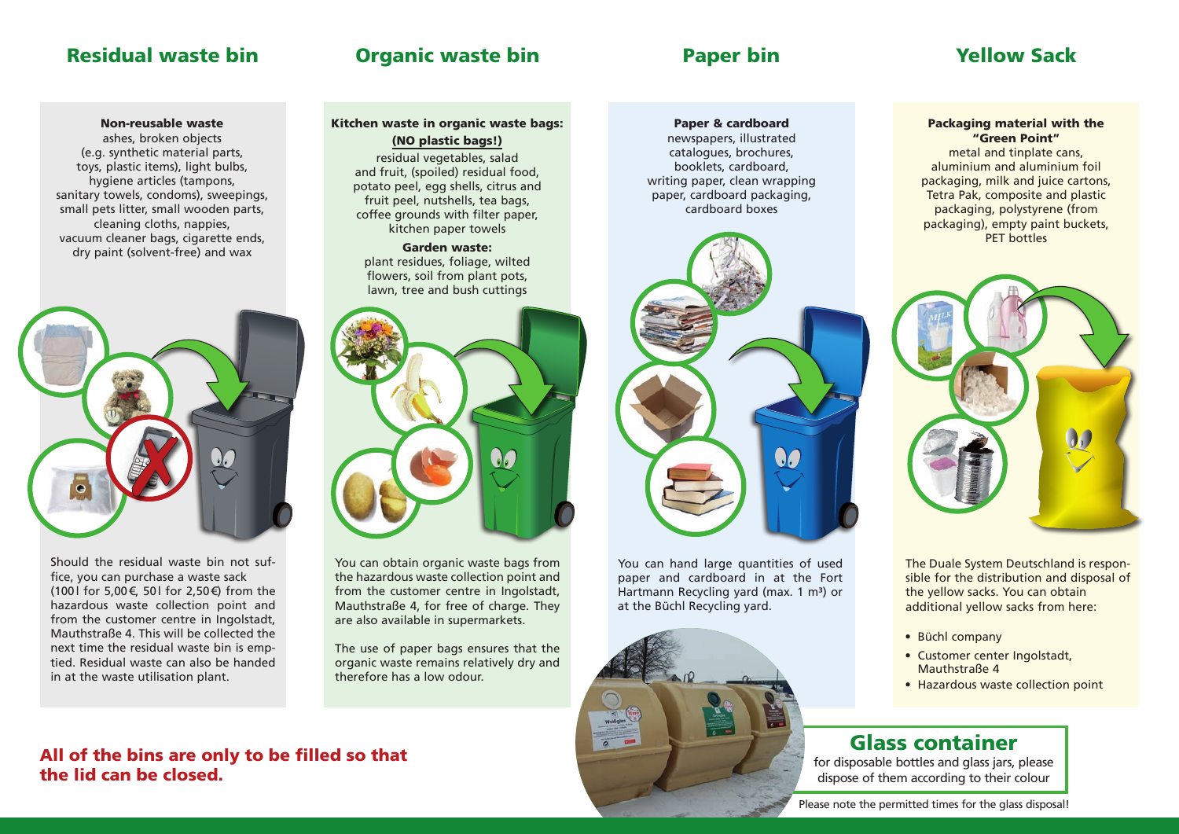## Residual waste bin

**Non-reusable waste**
ashes, broken objects (e.g. synthetic material parts, toys, plastic items), light bulbs, hygiene articles (tampons, sanitary towels, condoms), sweepings, small pets litter, small wooden parts, cleaning cloths, nappies, vacuum cleaner bags, cigarette ends, dry paint (solvent-free) and wax

Should the residual waste bin not suffice, you can purchase a waste sack (100 l for 5,00 €, 50 l for 2,50 €) from the hazardous waste collection point and from the customer centre in Ingolstadt, Mauthstraße 4. This will be collected the next time the residual waste bin is emptied. Residual waste can also be handed in at the waste utilisation plant.

## Organic waste bin

**Kitchen waste in organic waste bags: (NO plastic bags!)**
residual vegetables, salad and fruit, (spoiled) residual food, potato peel, egg shells, citrus and fruit peel, nutshells, tea bags, coffee grounds with filter paper, kitchen paper towels

**Garden waste:**
plant residues, foliage, wilted flowers, soil from plant pots, lawn, tree and bush cuttings

You can obtain organic waste bags from the hazardous waste collection point and from the customer centre in Ingolstadt, Mauthstraße 4, for free of charge. They are also available in supermarkets.

The use of paper bags ensures that the organic waste remains relatively dry and therefore has a low odour.

## Paper bin

**Paper & cardboard**
newspapers, illustrated catalogues, brochures, booklets, cardboard, writing paper, clean wrapping paper, cardboard packaging, cardboard boxes

You can hand large quantities of used paper and cardboard in at the Fort Hartmann Recycling yard (max. 1 m³) or at the Büchl Recycling yard.

## Yellow Sack

**Packaging material with the "Green Point"**
metal and tinplate cans, aluminium and aluminium foil packaging, milk and juice cartons, Tetra Pak, composite and plastic packaging, polystyrene (from packaging), empty paint buckets, PET bottles

The Duale System Deutschland is responsible for the distribution and disposal of the yellow sacks. You can obtain additional yellow sacks from here:

- Büchl company
- Customer center Ingolstadt, Mauthstraße 4
- Hazardous waste collection point

**All of the bins are only to be filled so that the lid can be closed.**

## Glass container

for disposable bottles and glass jars, please dispose of them according to their colour

Please note the permitted times for the glass disposal!